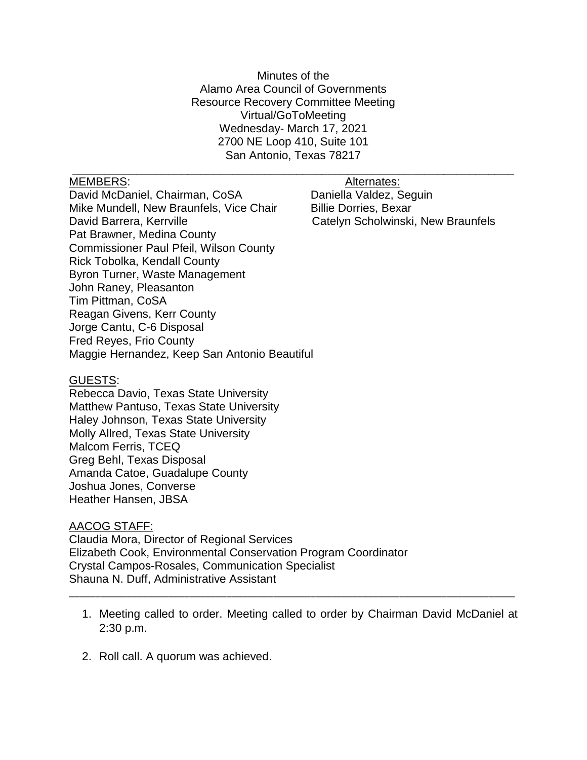Minutes of the
Alamo Area Council of Governments
Resource Recovery Committee Meeting
Virtual/GoToMeeting
Wednesday- March 17, 2021
2700 NE Loop 410, Suite 101
San Antonio, Texas 78217

---

MEMBERS:
David McDaniel, Chairman, CoSA
Mike Mundell, New Braunfels, Vice Chair
David Barrera, Kerrville
Pat Brawner, Medina County
Commissioner Paul Pfeil, Wilson County
Rick Tobolka, Kendall County
Byron Turner, Waste Management
John Raney, Pleasanton
Tim Pittman, CoSA
Reagan Givens, Kerr County
Jorge Cantu, C-6 Disposal
Fred Reyes, Frio County
Maggie Hernandez, Keep San Antonio Beautiful

Alternates:
Daniella Valdez, Seguin
Billie Dorries, Bexar
Catelyn Scholwinski, New Braunfels

GUESTS:
Rebecca Davio, Texas State University
Matthew Pantuso, Texas State University
Haley Johnson, Texas State University
Molly Allred, Texas State University
Malcom Ferris, TCEQ
Greg Behl, Texas Disposal
Amanda Catoe, Guadalupe County
Joshua Jones, Converse
Heather Hansen, JBSA

AACOG STAFF:
Claudia Mora, Director of Regional Services
Elizabeth Cook, Environmental Conservation Program Coordinator
Crystal Campos-Rosales, Communication Specialist
Shauna N. Duff, Administrative Assistant

---

1. Meeting called to order. Meeting called to order by Chairman David McDaniel at 2:30 p.m.

2. Roll call. A quorum was achieved.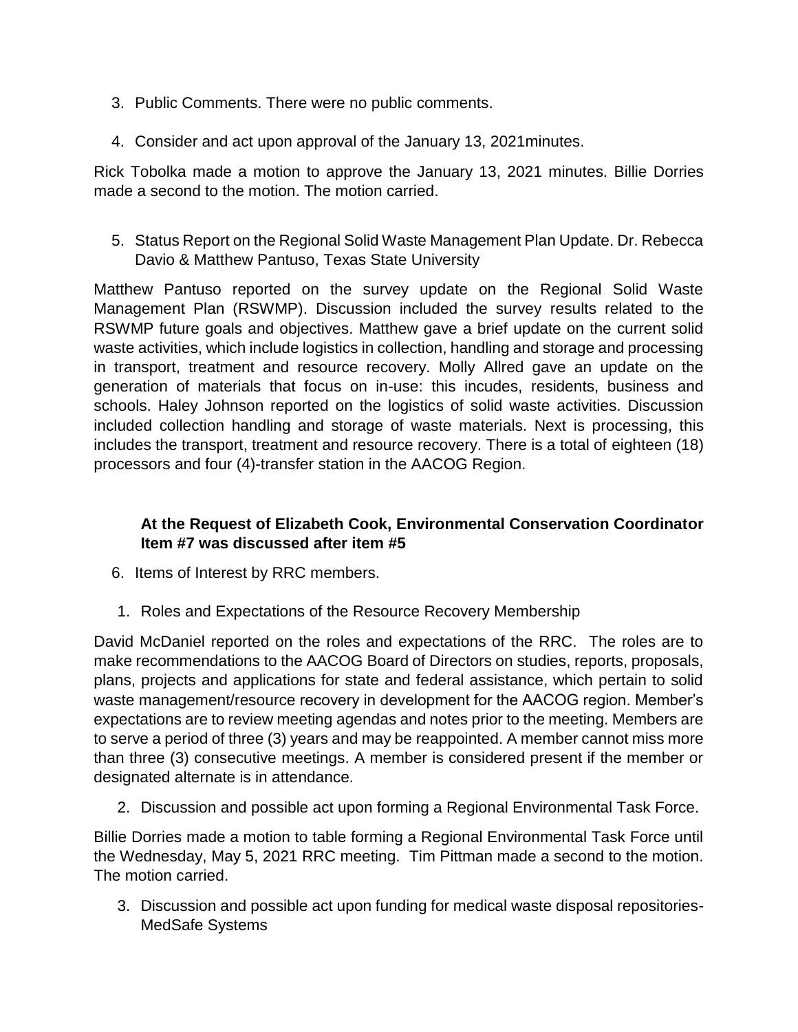3. Public Comments. There were no public comments.

4. Consider and act upon approval of the January 13, 2021minutes.

Rick Tobolka made a motion to approve the January 13, 2021 minutes. Billie Dorries made a second to the motion. The motion carried.

5. Status Report on the Regional Solid Waste Management Plan Update. Dr. Rebecca Davio & Matthew Pantuso, Texas State University

Matthew Pantuso reported on the survey update on the Regional Solid Waste Management Plan (RSWMP). Discussion included the survey results related to the RSWMP future goals and objectives. Matthew gave a brief update on the current solid waste activities, which include logistics in collection, handling and storage and processing in transport, treatment and resource recovery. Molly Allred gave an update on the generation of materials that focus on in-use: this incudes, residents, business and schools. Haley Johnson reported on the logistics of solid waste activities. Discussion included collection handling and storage of waste materials. Next is processing, this includes the transport, treatment and resource recovery. There is a total of eighteen (18) processors and four (4)-transfer station in the AACOG Region.

**At the Request of Elizabeth Cook, Environmental Conservation Coordinator Item #7 was discussed after item #5**

6. Items of Interest by RRC members.

1. Roles and Expectations of the Resource Recovery Membership

David McDaniel reported on the roles and expectations of the RRC. The roles are to make recommendations to the AACOG Board of Directors on studies, reports, proposals, plans, projects and applications for state and federal assistance, which pertain to solid waste management/resource recovery in development for the AACOG region. Member's expectations are to review meeting agendas and notes prior to the meeting. Members are to serve a period of three (3) years and may be reappointed. A member cannot miss more than three (3) consecutive meetings. A member is considered present if the member or designated alternate is in attendance.

2. Discussion and possible act upon forming a Regional Environmental Task Force.

Billie Dorries made a motion to table forming a Regional Environmental Task Force until the Wednesday, May 5, 2021 RRC meeting. Tim Pittman made a second to the motion. The motion carried.

3. Discussion and possible act upon funding for medical waste disposal repositories- MedSafe Systems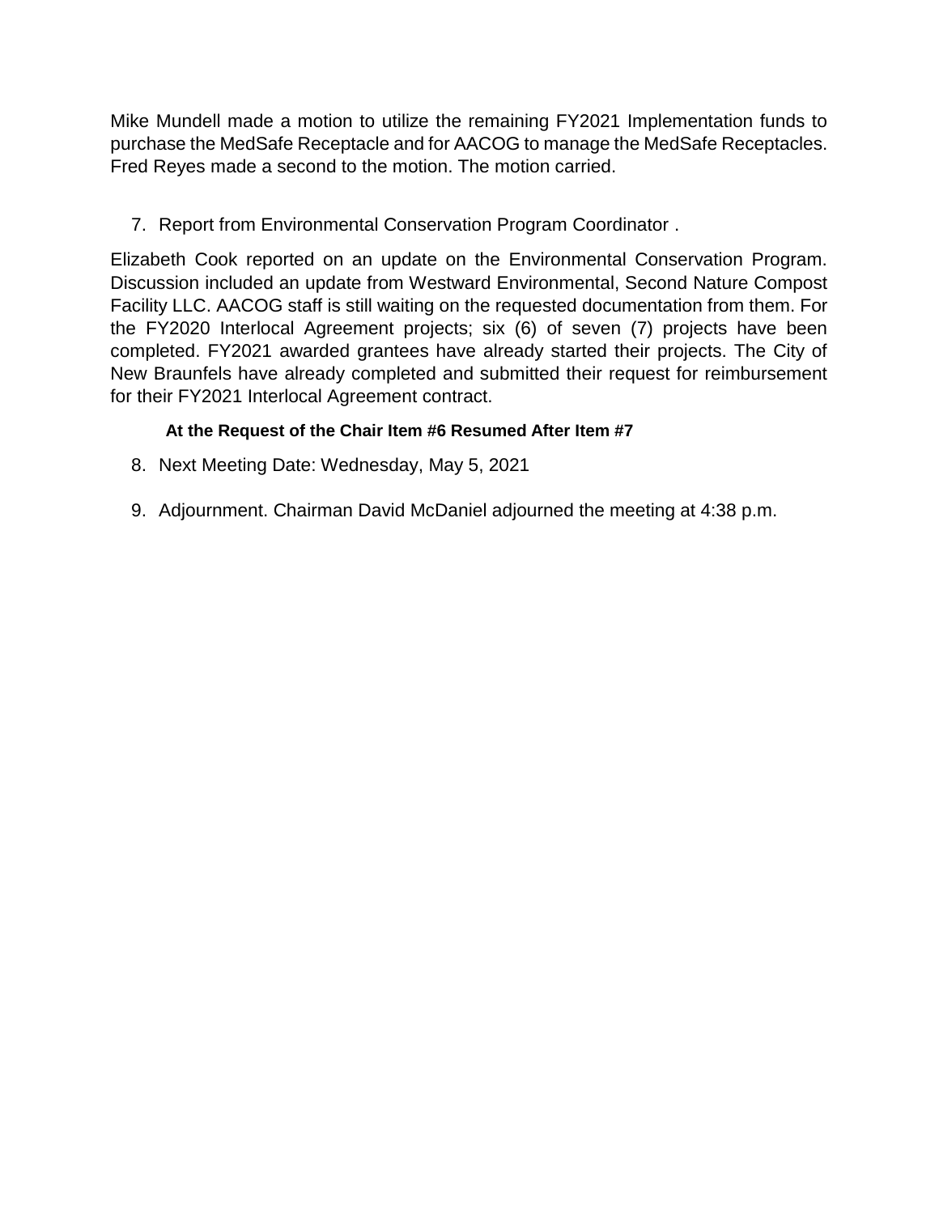Mike Mundell made a motion to utilize the remaining FY2021 Implementation funds to purchase the MedSafe Receptacle and for AACOG to manage the MedSafe Receptacles. Fred Reyes made a second to the motion. The motion carried.

7. Report from Environmental Conservation Program Coordinator .

Elizabeth Cook reported on an update on the Environmental Conservation Program. Discussion included an update from Westward Environmental, Second Nature Compost Facility LLC. AACOG staff is still waiting on the requested documentation from them. For the FY2020 Interlocal Agreement projects; six (6) of seven (7) projects have been completed. FY2021 awarded grantees have already started their projects. The City of New Braunfels have already completed and submitted their request for reimbursement for their FY2021 Interlocal Agreement contract.

**At the Request of the Chair Item #6 Resumed After Item #7**

8. Next Meeting Date: Wednesday, May 5, 2021

9. Adjournment. Chairman David McDaniel adjourned the meeting at 4:38 p.m.